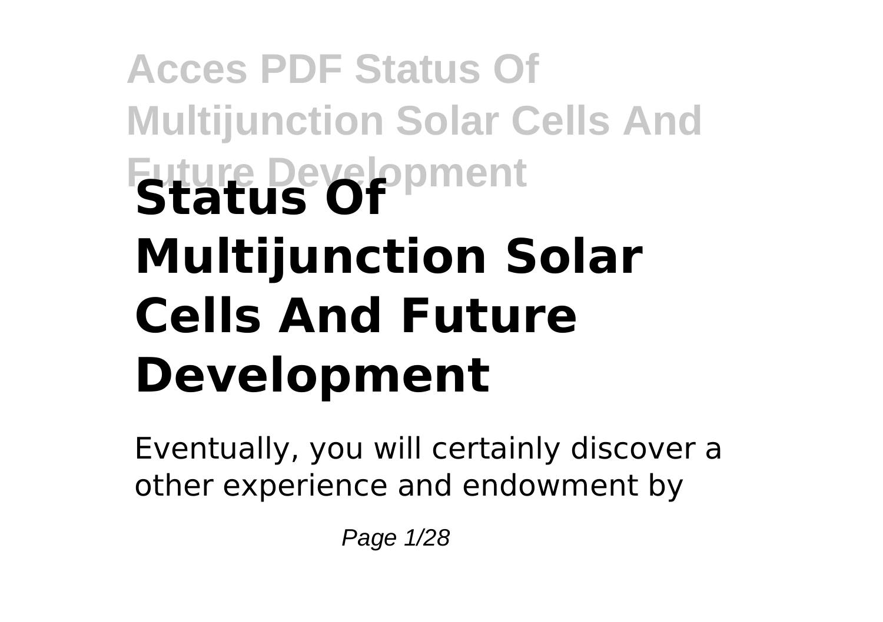# Status Of Multijunction Solar Cells And Future Development

Eventually, you will certainly discover a other experience and endowment by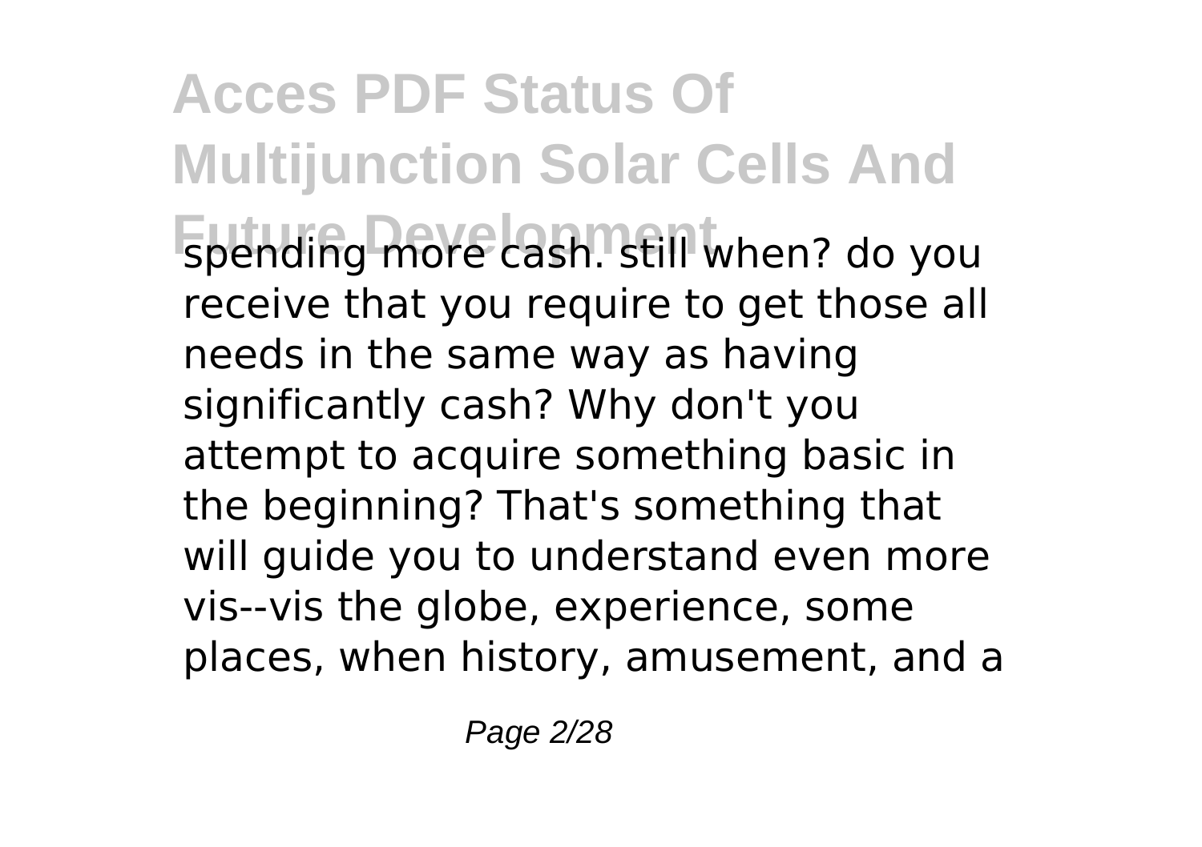spending more cash. still when? do you receive that you require to get those all needs in the same way as having significantly cash? Why don't you attempt to acquire something basic in the beginning? That's something that will guide you to understand even more vis--vis the globe, experience, some places, when history, amusement, and a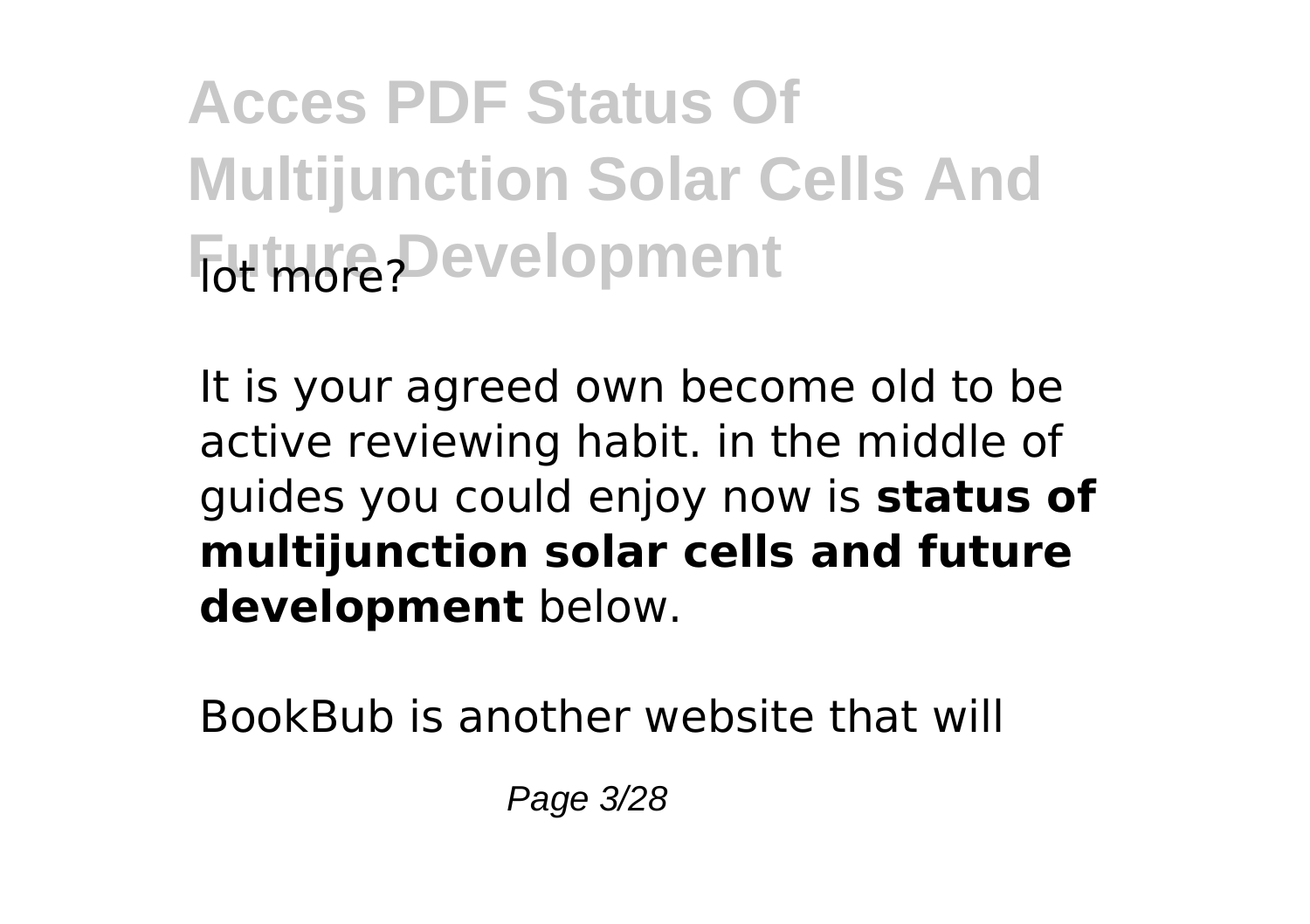lot more?

It is your agreed own become old to be active reviewing habit. in the middle of guides you could enjoy now is **status of multijunction solar cells and future development** below.

BookBub is another website that will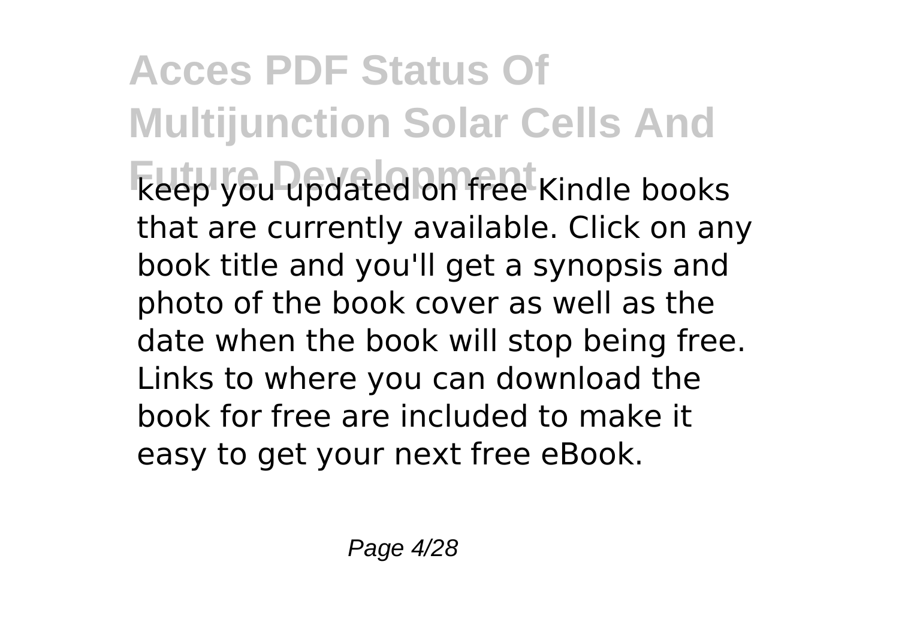keep you updated on free Kindle books that are currently available. Click on any book title and you'll get a synopsis and photo of the book cover as well as the date when the book will stop being free. Links to where you can download the book for free are included to make it easy to get your next free eBook.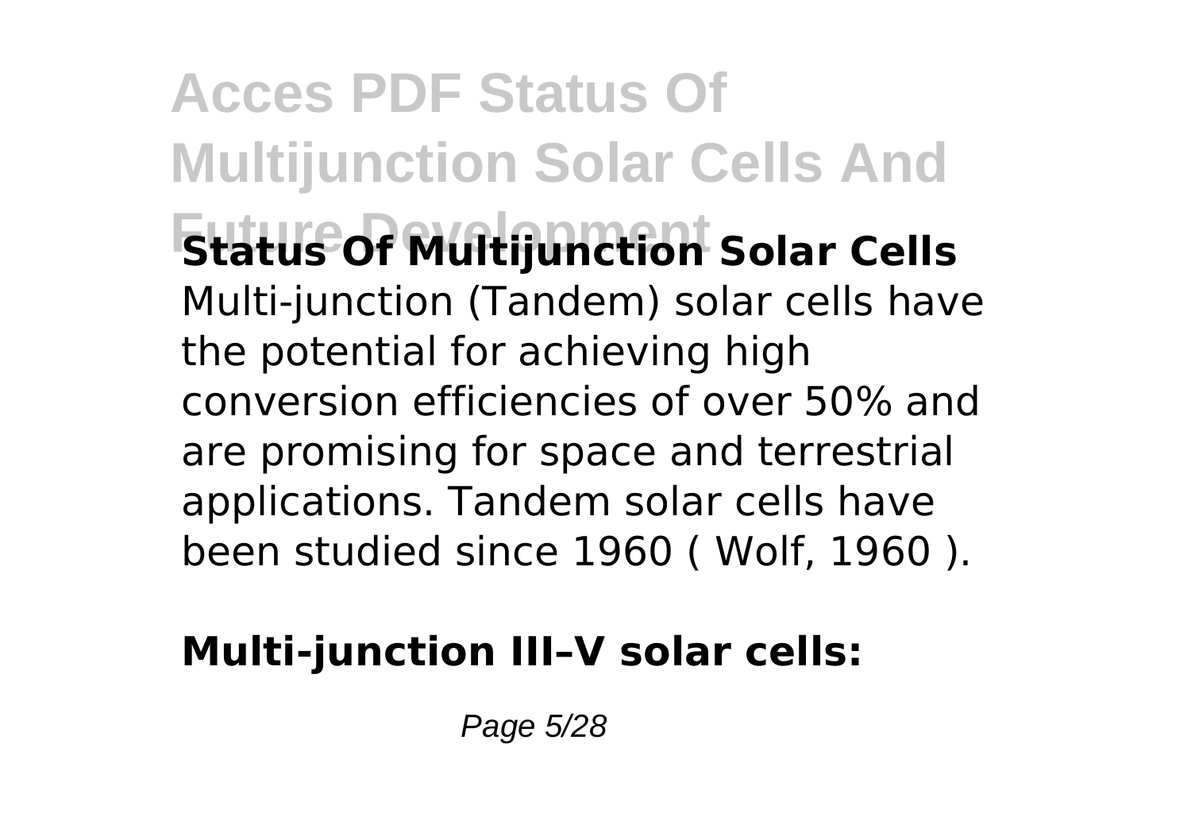**Status Of Multijunction Solar Cells**

Multi-junction (Tandem) solar cells have the potential for achieving high conversion efficiencies of over 50% and are promising for space and terrestrial applications. Tandem solar cells have been studied since 1960 ( Wolf, 1960 ).

**Multi-junction III–V solar cells:**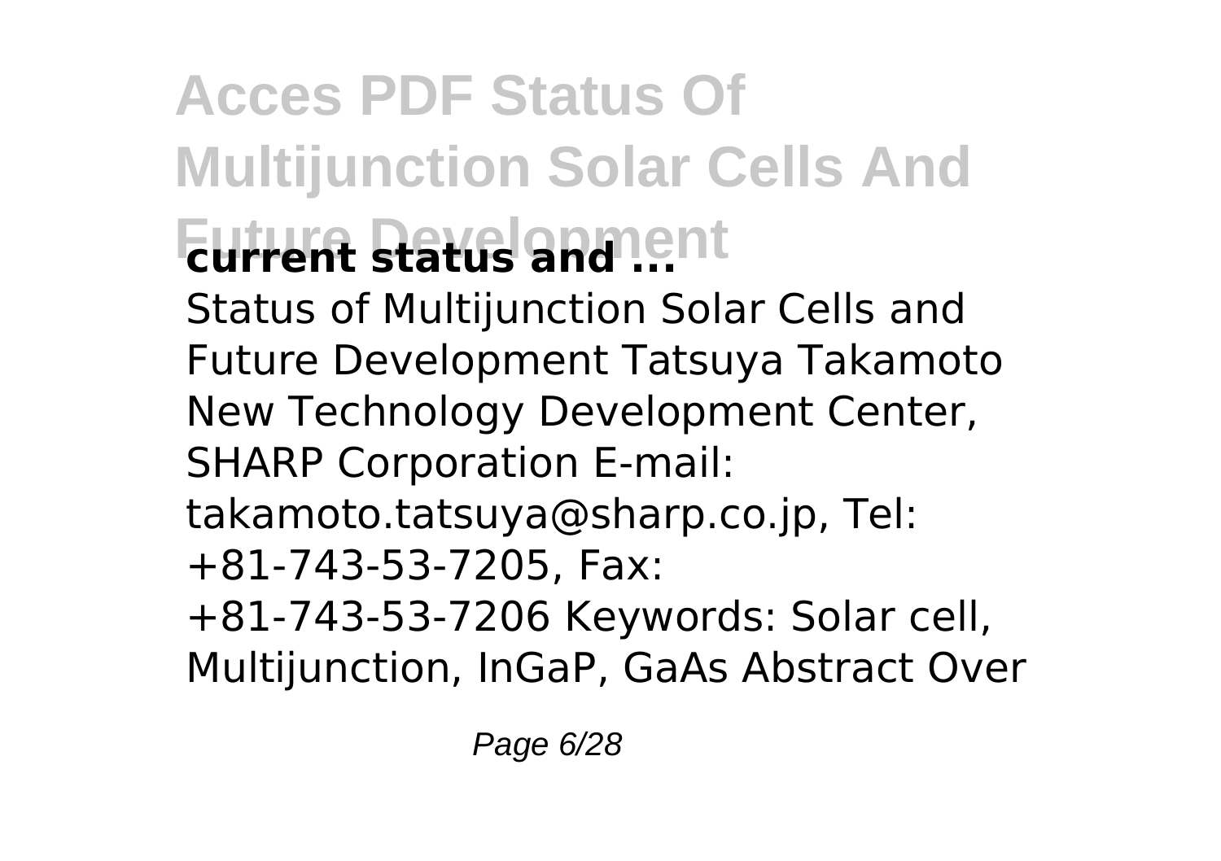# Acces PDF Status Of Multijunction Solar Cells And Future Development

**current status and ...**

Status of Multijunction Solar Cells and Future Development Tatsuya Takamoto New Technology Development Center, SHARP Corporation E-mail: takamoto.tatsuya@sharp.co.jp, Tel: +81-743-53-7205, Fax: +81-743-53-7206 Keywords: Solar cell, Multijunction, InGaP, GaAs Abstract Over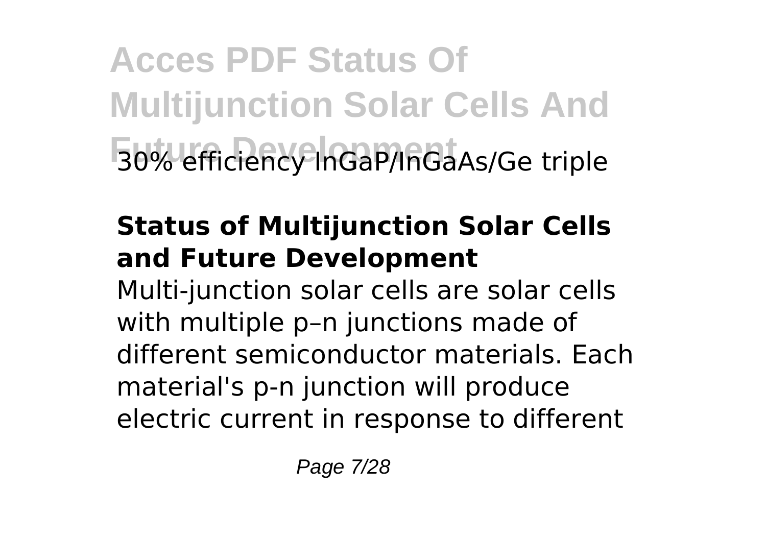30% efficiency InGaP/InGaAs/Ge triple

**Status of Multijunction Solar Cells and Future Development**

Multi-junction solar cells are solar cells with multiple p–n junctions made of different semiconductor materials. Each material's p-n junction will produce electric current in response to different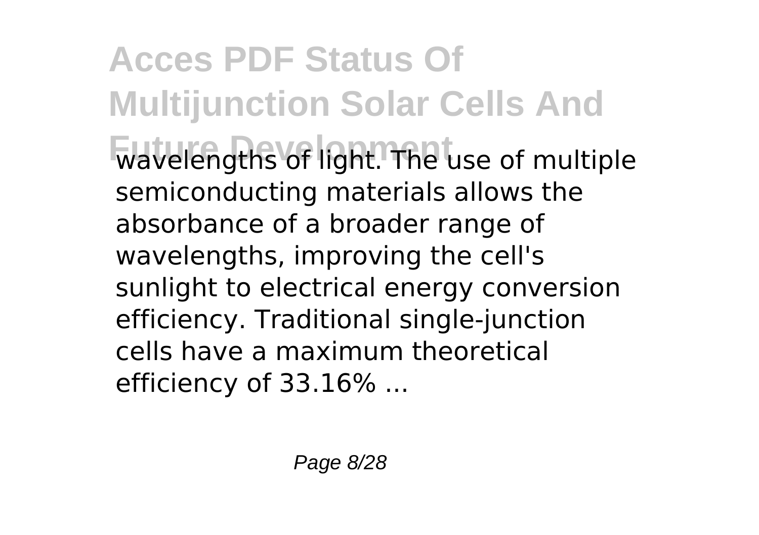wavelengths of light. The use of multiple semiconducting materials allows the absorbance of a broader range of wavelengths, improving the cell's sunlight to electrical energy conversion efficiency. Traditional single-junction cells have a maximum theoretical efficiency of 33.16% ...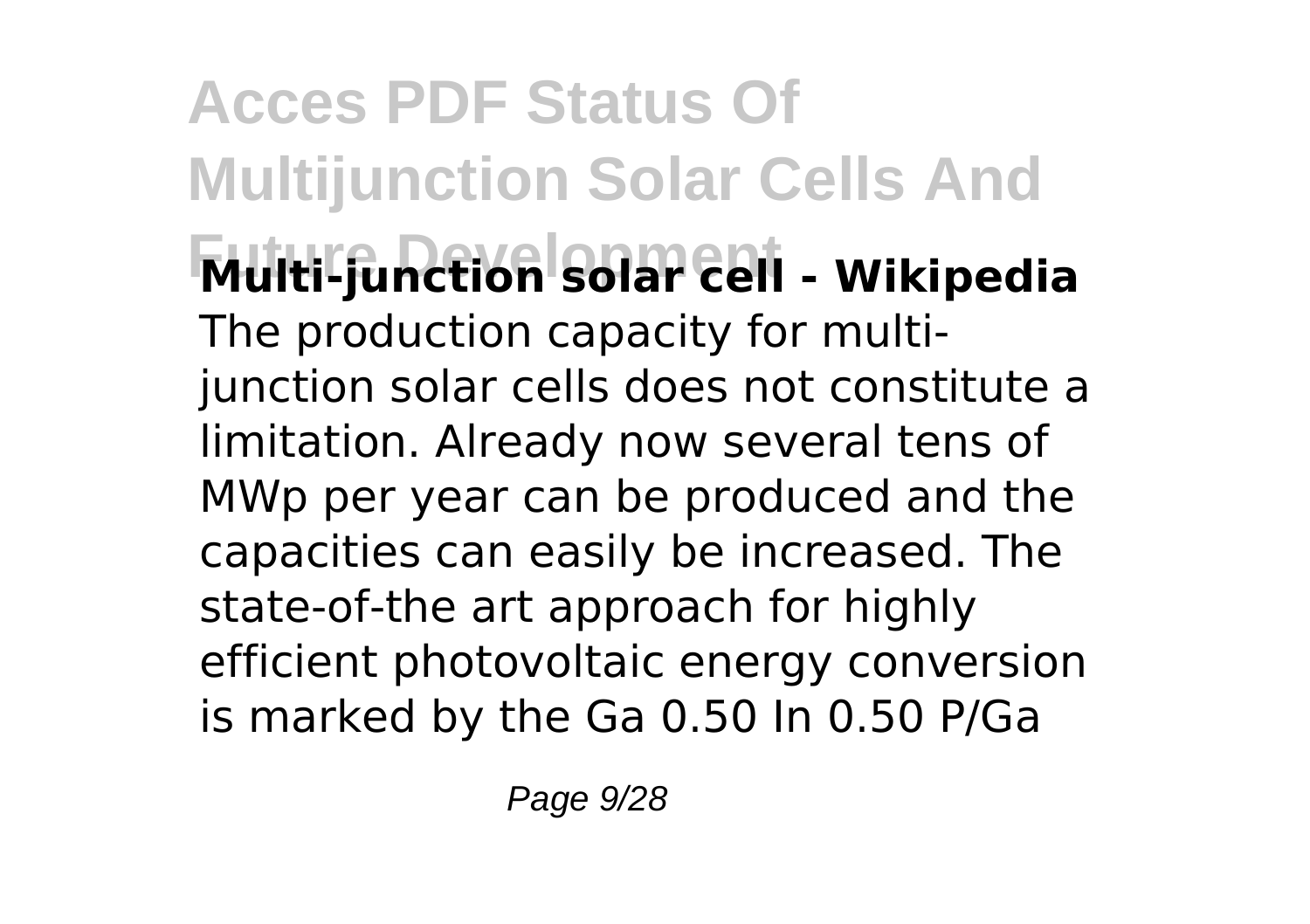**Multi-junction solar cell - Wikipedia**

The production capacity for multi-junction solar cells does not constitute a limitation. Already now several tens of MWp per year can be produced and the capacities can easily be increased. The state-of-the art approach for highly efficient photovoltaic energy conversion is marked by the $Ga_{0.50}In_{0.50}P$/Ga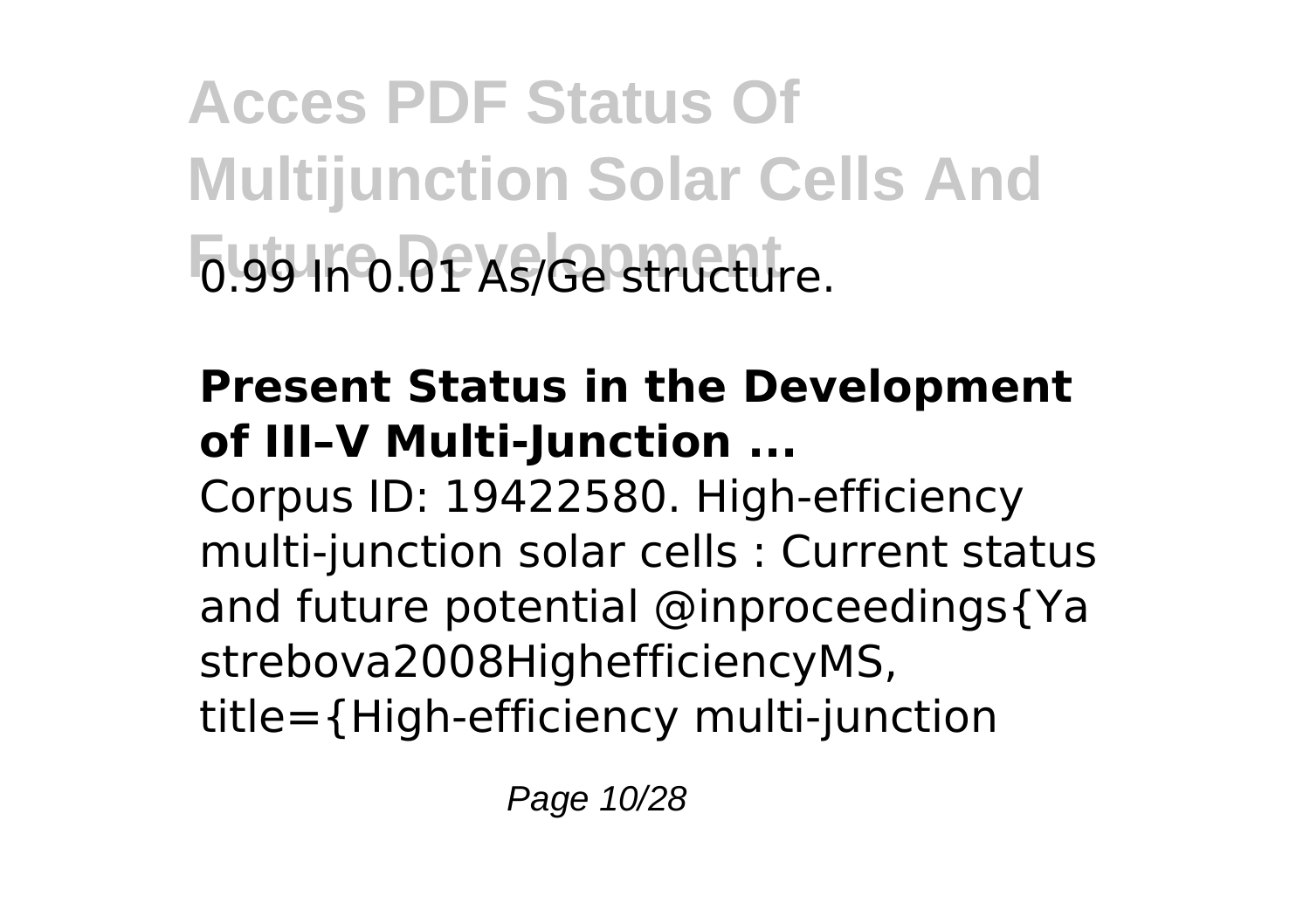0.99 In 0.01 As/Ge structure.

**Present Status in the Development of III–V Multi-Junction ...**

Corpus ID: 19422580. High-efficiency multi-junction solar cells : Current status and future potential @inproceedings{Yastrebova2008HighefficiencyMS, title={High-efficiency multi-junction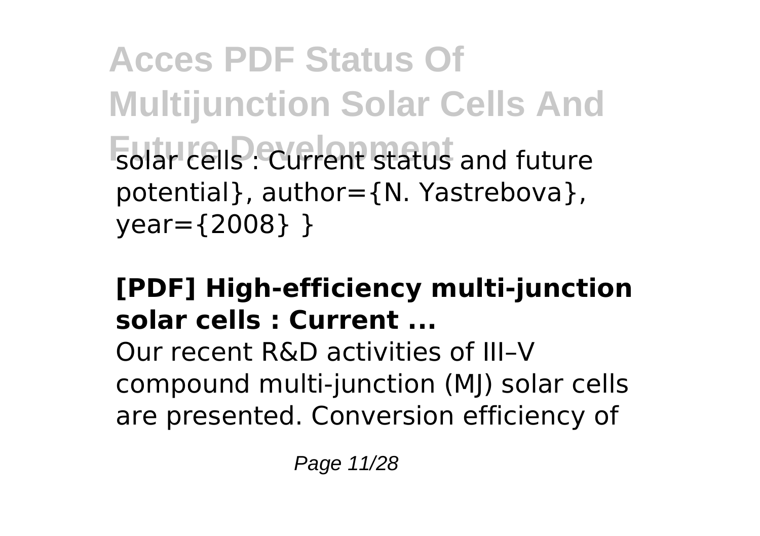solar cells : Current status and future potential}, author={N. Yastrebova}, year={2008} }

## [PDF] High-efficiency multi-junction solar cells : Current ...

Our recent R&D activities of III–V compound multi-junction (MJ) solar cells are presented. Conversion efficiency of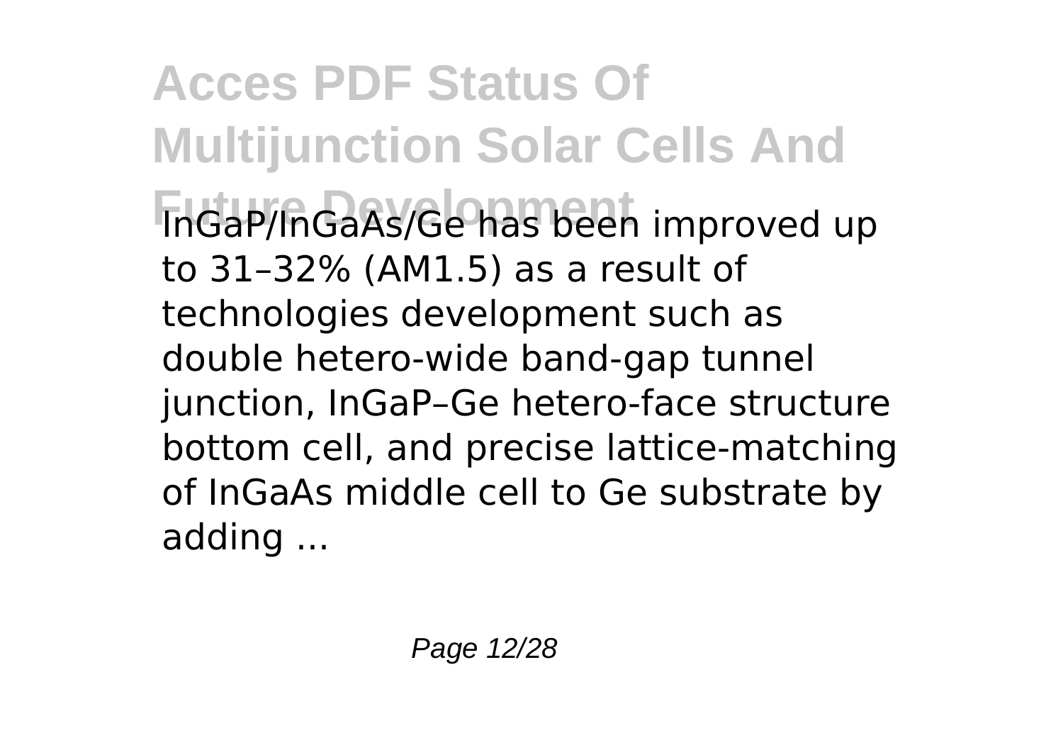InGaP/InGaAs/Ge has been improved up to 31–32% (AM1.5) as a result of technologies development such as double hetero-wide band-gap tunnel junction, InGaP–Ge hetero-face structure bottom cell, and precise lattice-matching of InGaAs middle cell to Ge substrate by adding ...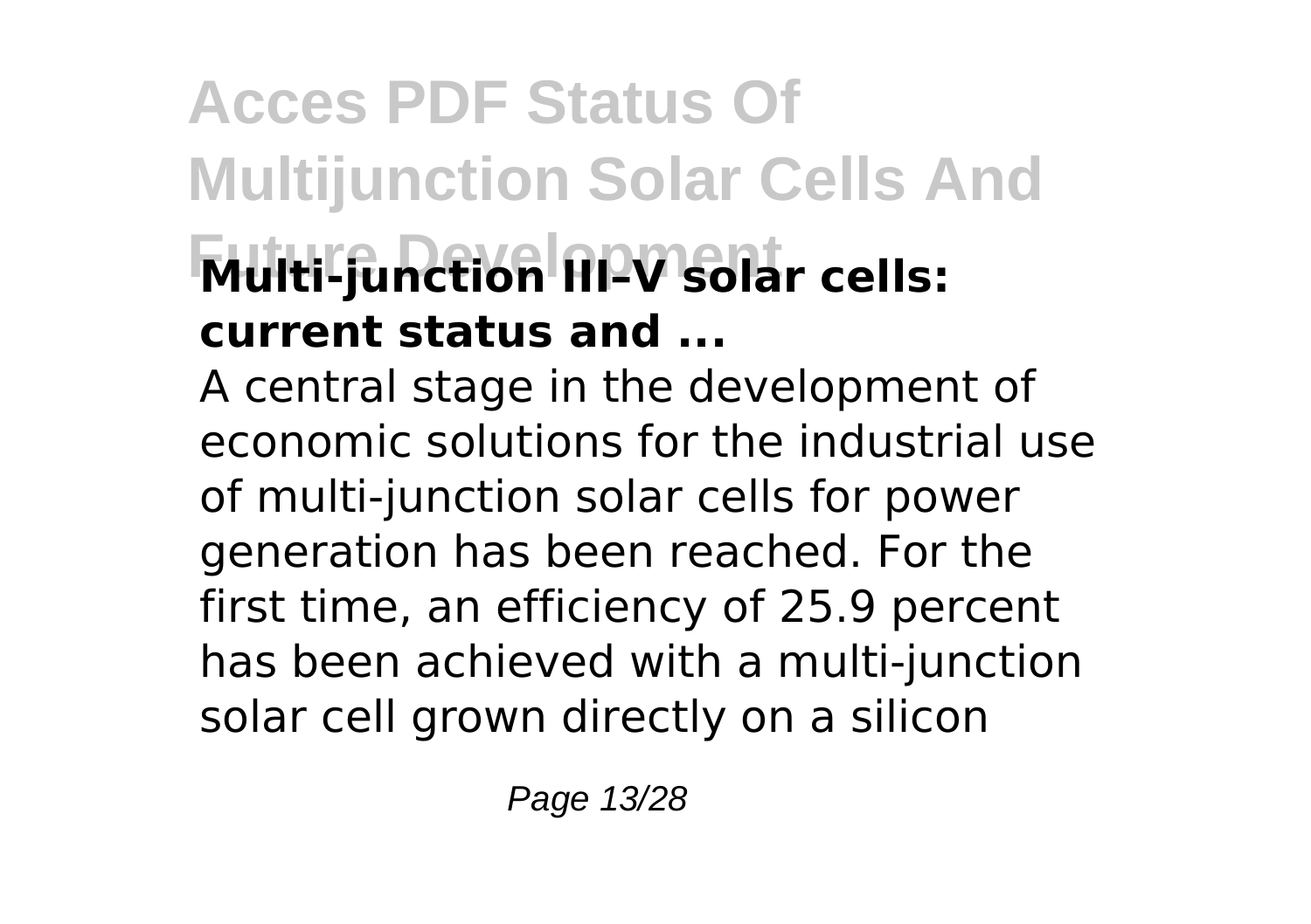**Multi-junction III–V solar cells: current status and ...**

A central stage in the development of economic solutions for the industrial use of multi-junction solar cells for power generation has been reached. For the first time, an efficiency of 25.9 percent has been achieved with a multi-junction solar cell grown directly on a silicon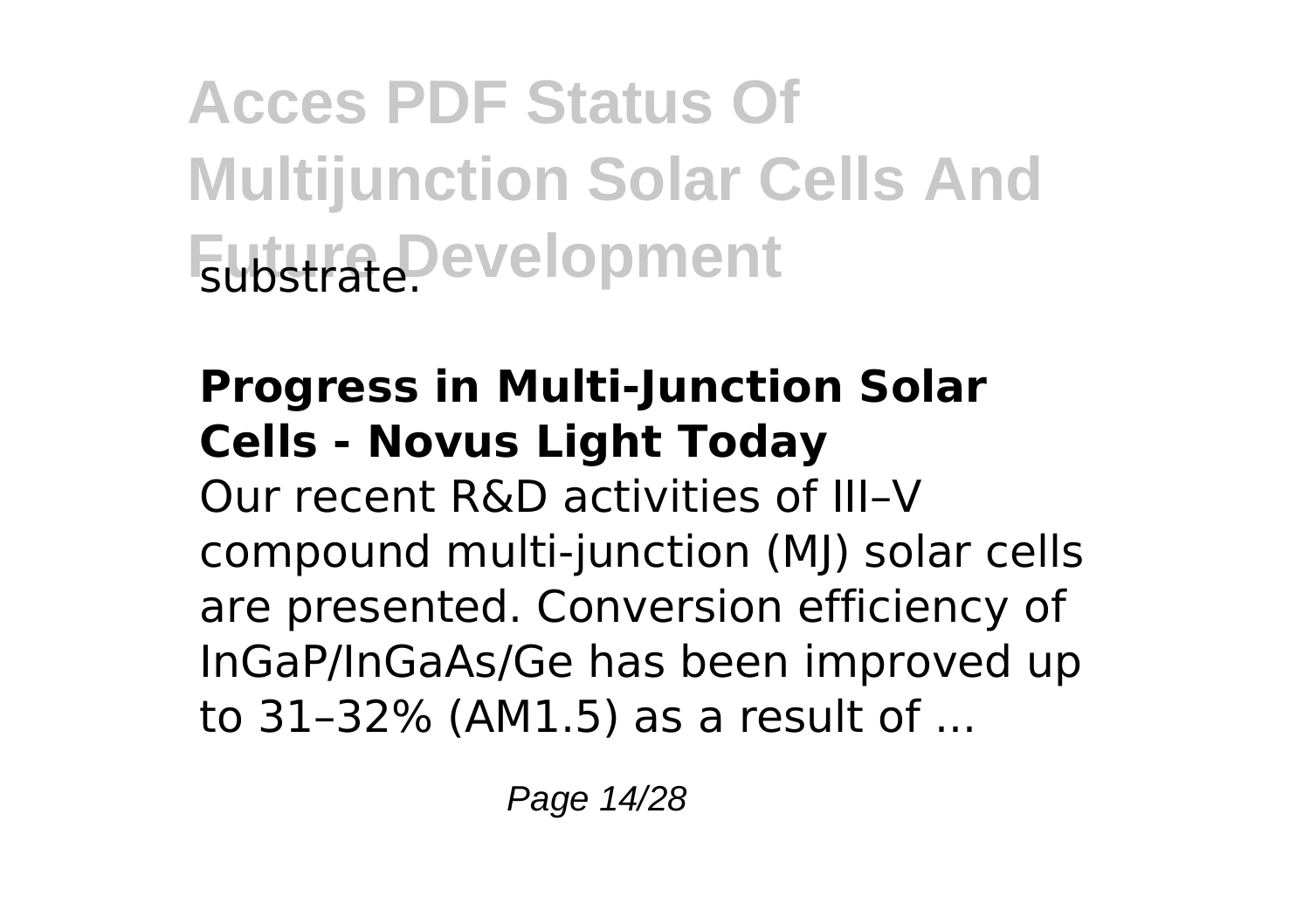substrate.

**Progress in Multi-Junction Solar Cells - Novus Light Today**

Our recent R&D activities of III–V compound multi-junction (MJ) solar cells are presented. Conversion efficiency of InGaP/InGaAs/Ge has been improved up to 31–32% (AM1.5) as a result of ...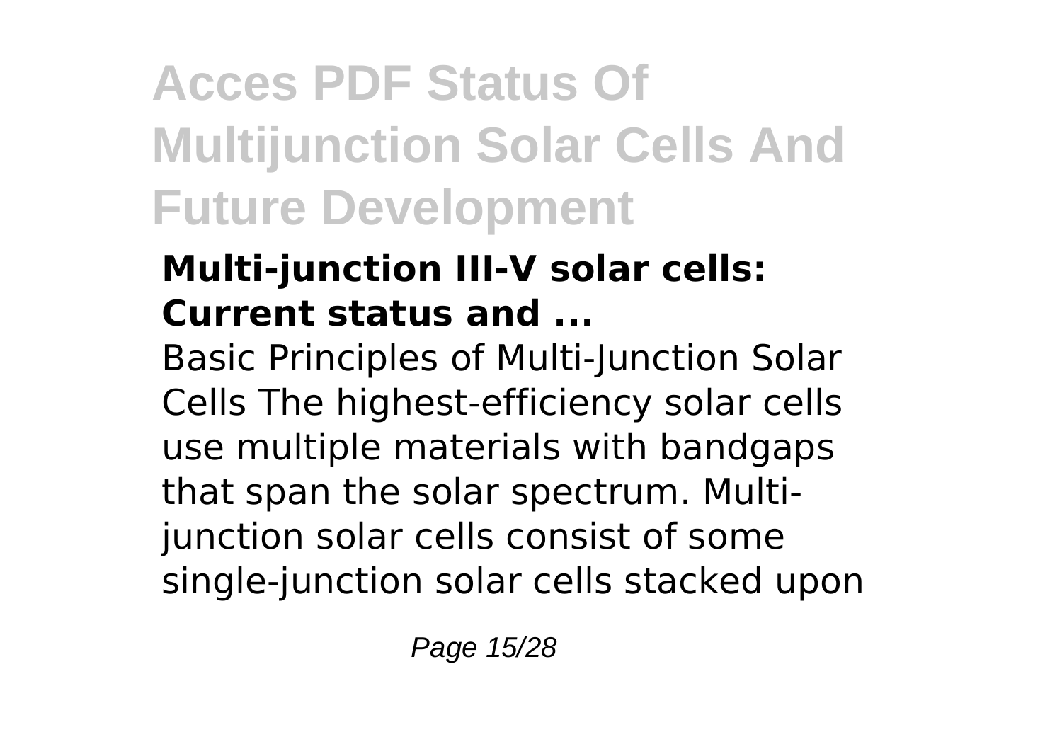# Acces PDF Status Of Multijunction Solar Cells And Future Development

### **Multi-junction III-V solar cells: Current status and ...**

Basic Principles of Multi-Junction Solar Cells The highest-efficiency solar cells use multiple materials with bandgaps that span the solar spectrum. Multi-junction solar cells consist of some single-junction solar cells stacked upon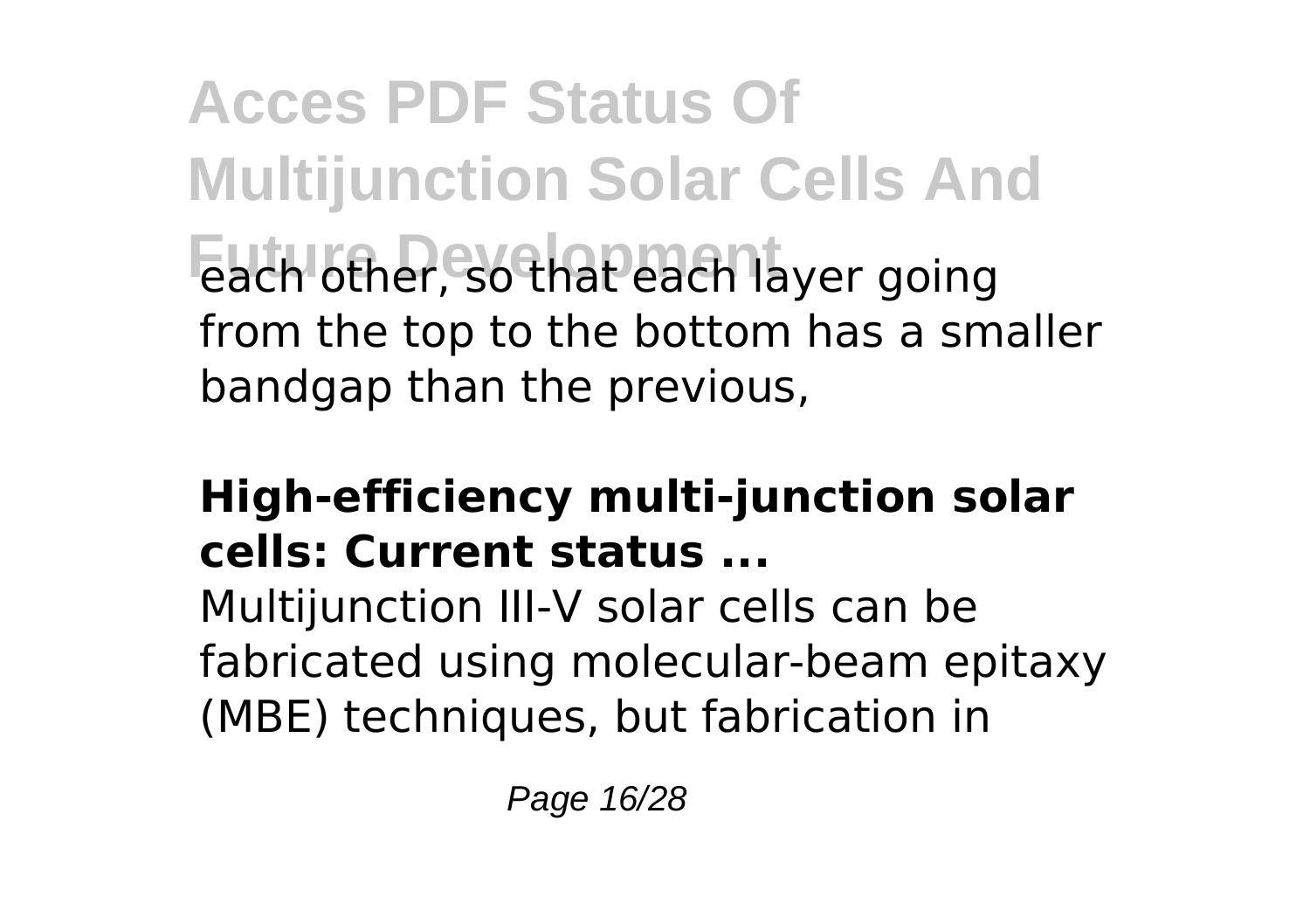each other, so that each layer going from the top to the bottom has a smaller bandgap than the previous,

**High-efficiency multi-junction solar cells: Current status ...**

Multijunction III-V solar cells can be fabricated using molecular-beam epitaxy (MBE) techniques, but fabrication in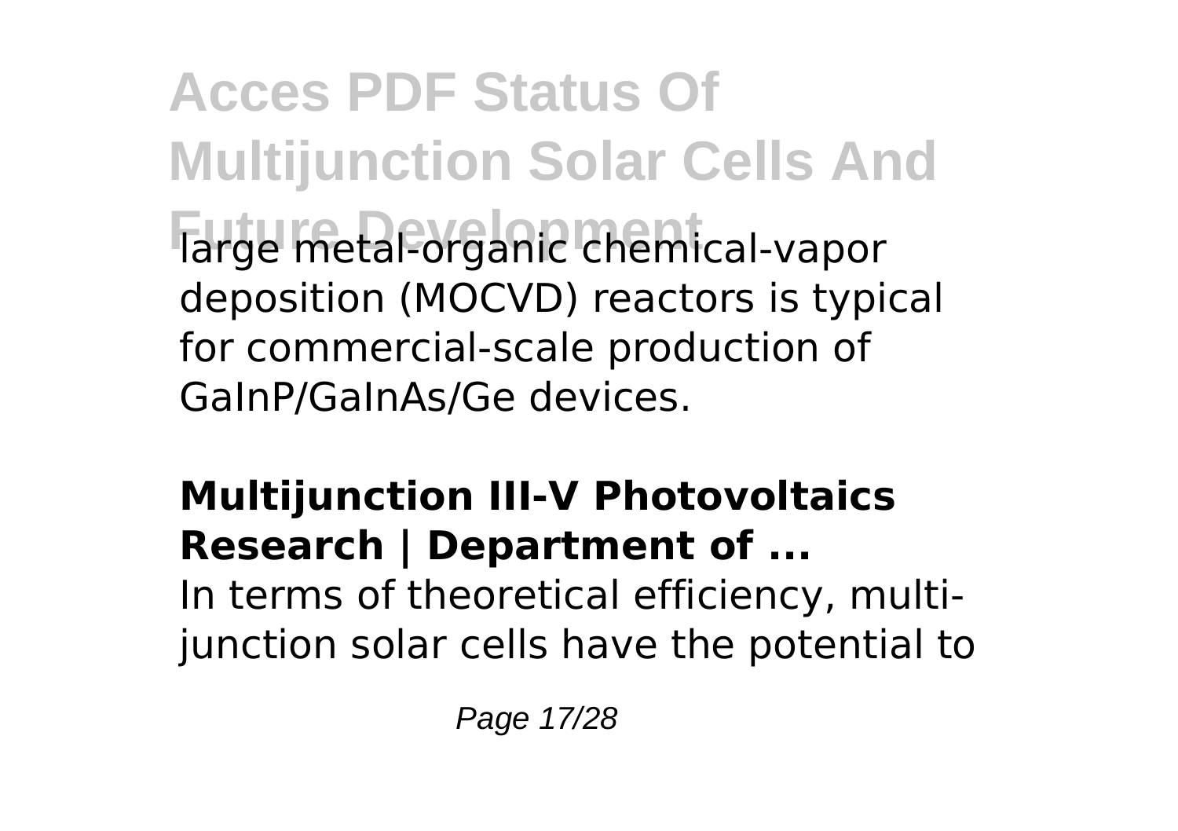large metal-organic chemical-vapor deposition (MOCVD) reactors is typical for commercial-scale production of GaInP/GaInAs/Ge devices.

## Multijunction III-V Photovoltaics Research | Department of ...

In terms of theoretical efficiency, multi-junction solar cells have the potential to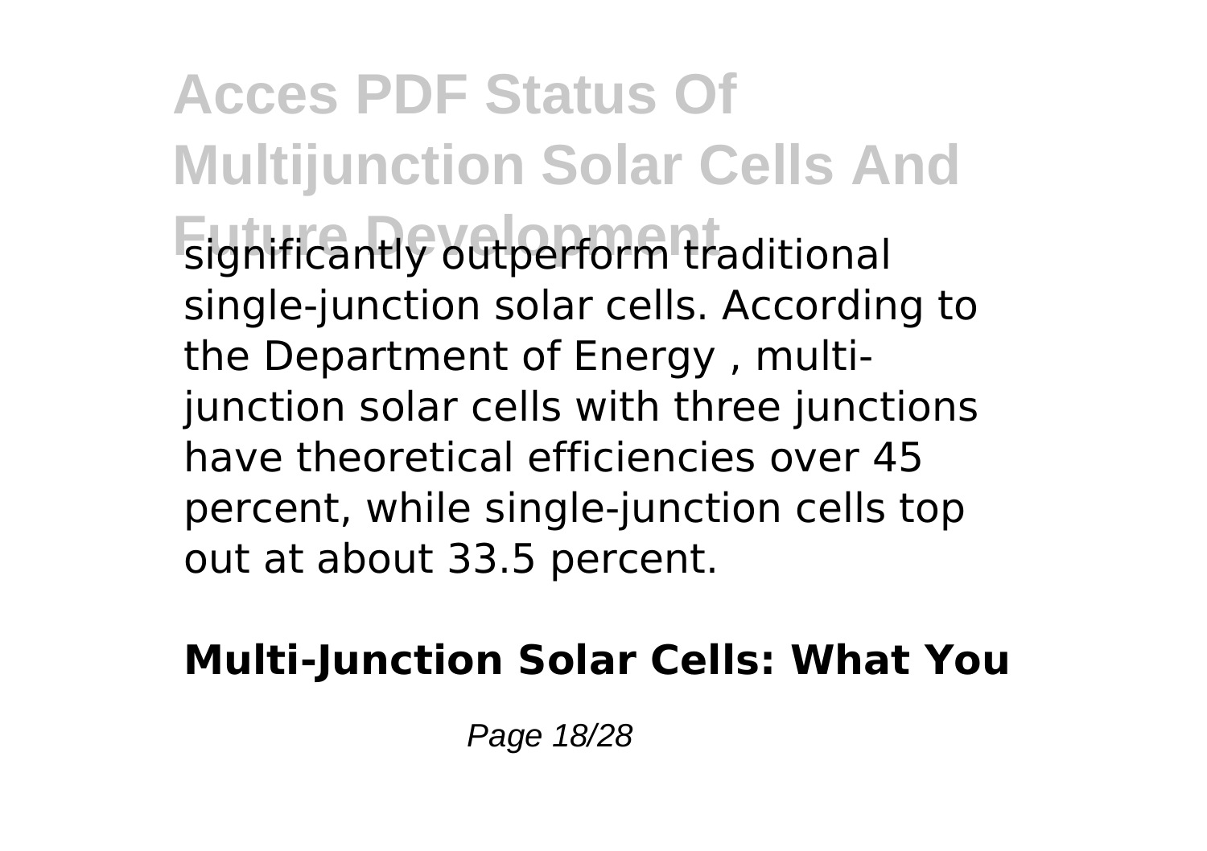significantly outperform traditional single-junction solar cells. According to the Department of Energy , multi-junction solar cells with three junctions have theoretical efficiencies over 45 percent, while single-junction cells top out at about 33.5 percent.

**Multi-Junction Solar Cells: What You**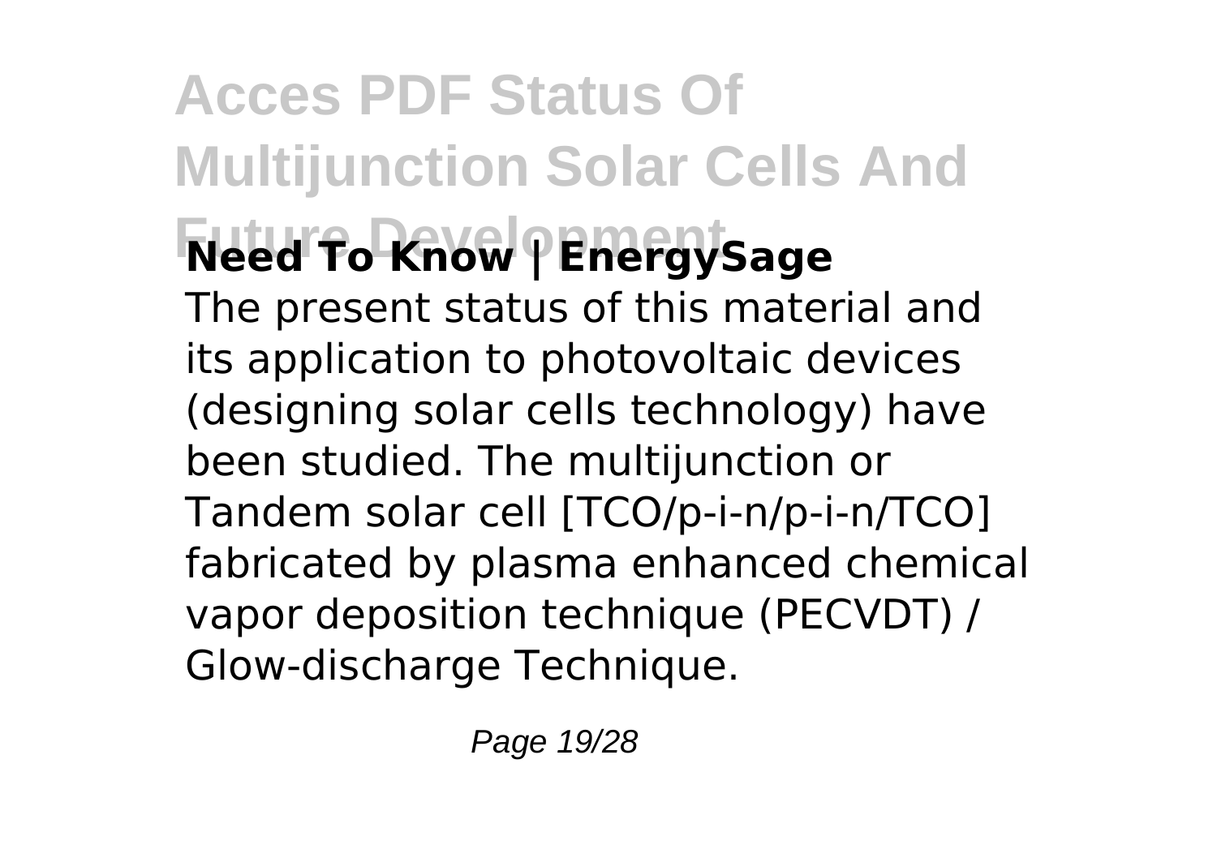**Need To Know | EnergySage**

The present status of this material and its application to photovoltaic devices (designing solar cells technology) have been studied. The multijunction or Tandem solar cell [TCO/p-i-n/p-i-n/TCO] fabricated by plasma enhanced chemical vapor deposition technique (PECVDT) / Glow-discharge Technique.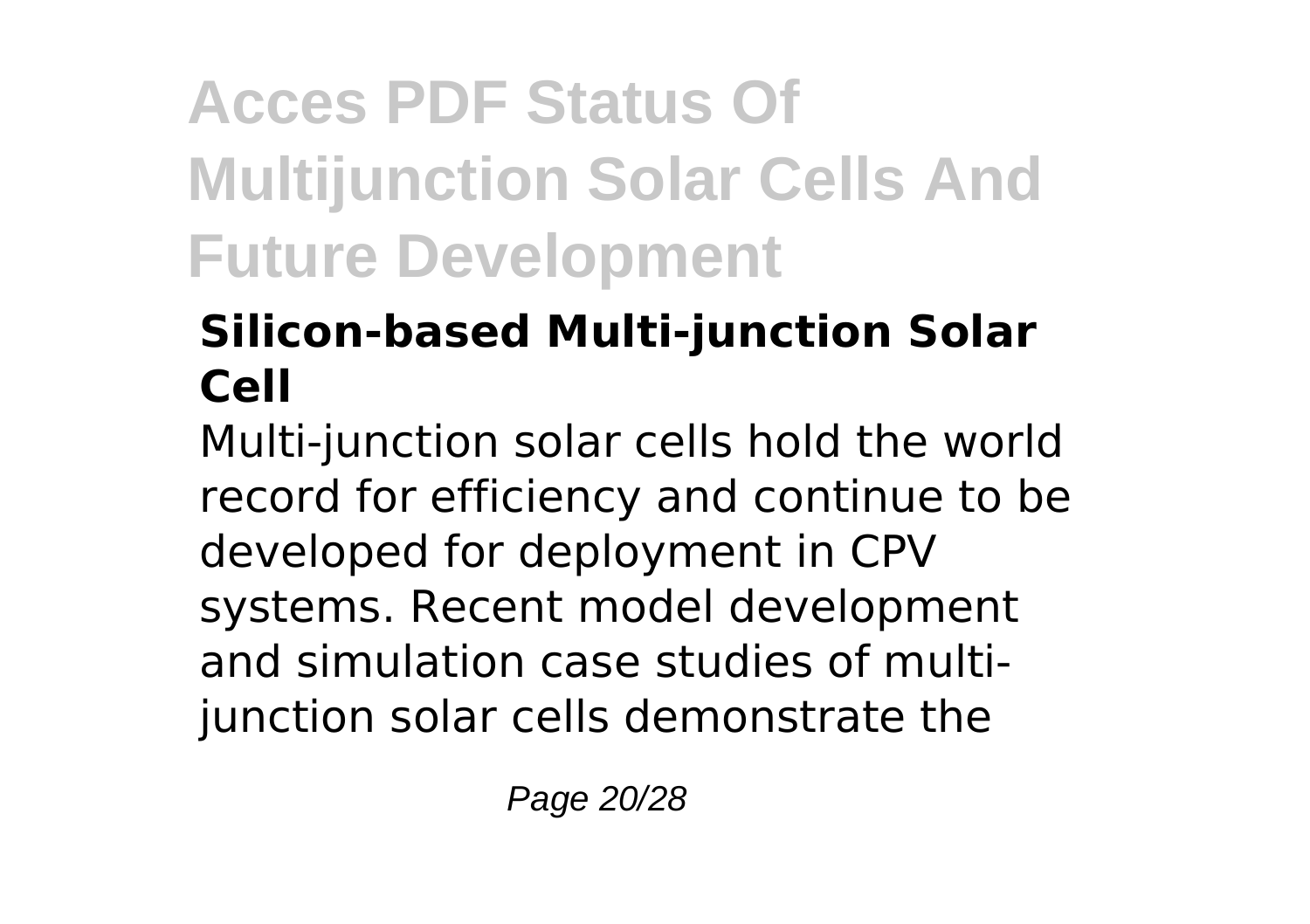### Silicon-based Multi-junction Solar Cell

Multi-junction solar cells hold the world record for efficiency and continue to be developed for deployment in CPV systems. Recent model development and simulation case studies of multi-junction solar cells demonstrate the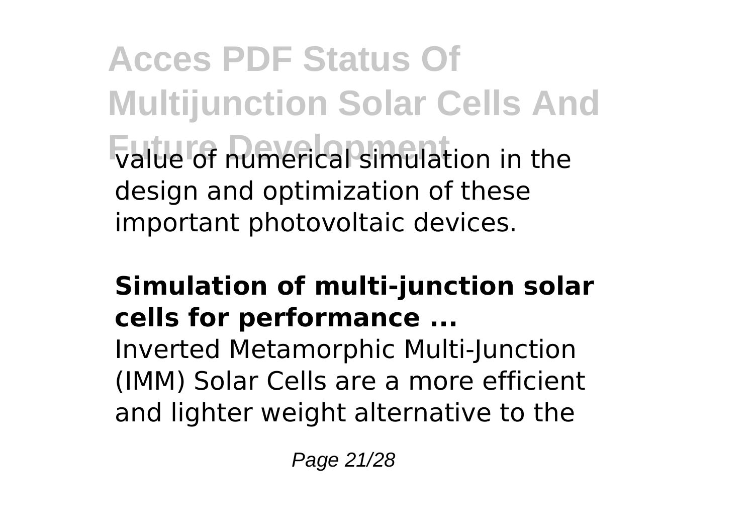value of numerical simulation in the design and optimization of these important photovoltaic devices.

### Simulation of multi-junction solar cells for performance ...

Inverted Metamorphic Multi-Junction (IMM) Solar Cells are a more efficient and lighter weight alternative to the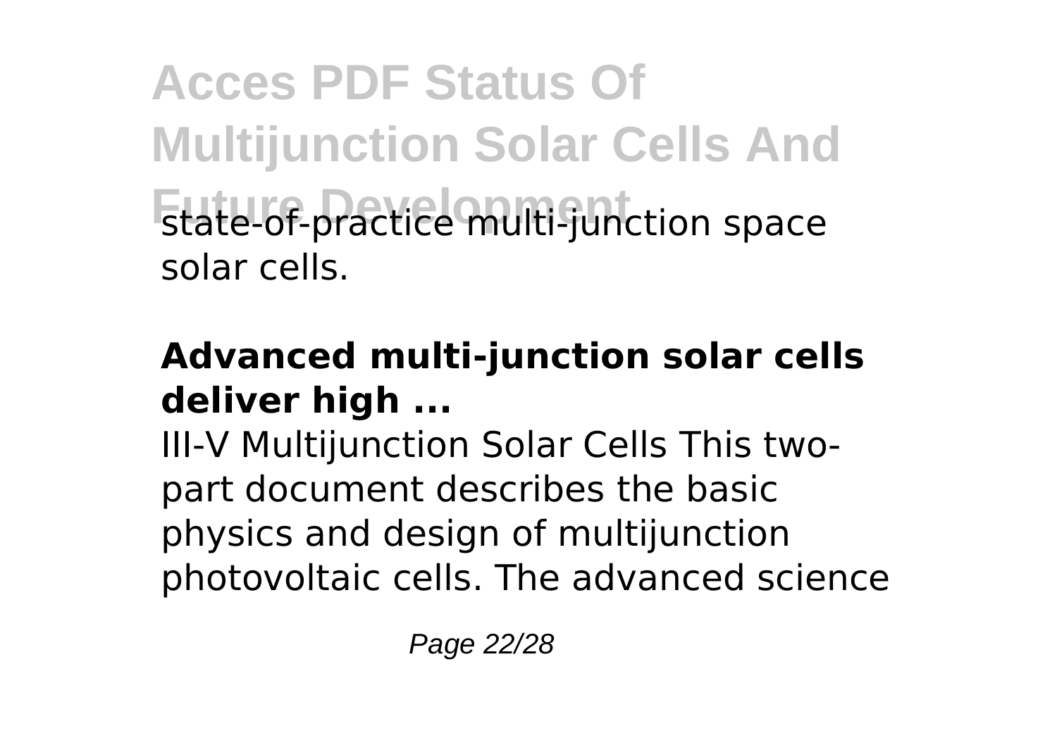state-of-practice multi-junction space solar cells.

**Advanced multi-junction solar cells deliver high ...**

III-V Multijunction Solar Cells This two-part document describes the basic physics and design of multijunction photovoltaic cells. The advanced science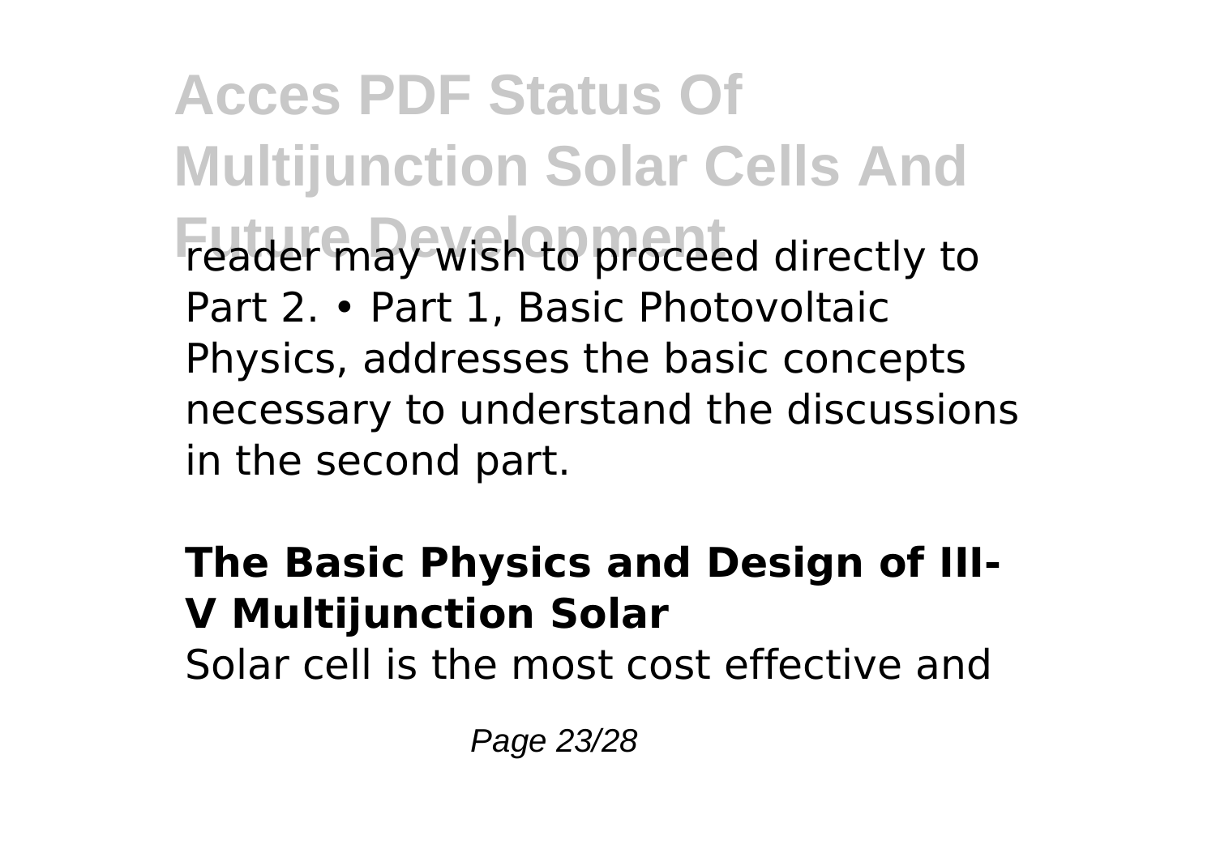reader may wish to proceed directly to Part 2. • Part 1, Basic Photovoltaic Physics, addresses the basic concepts necessary to understand the discussions in the second part.

## The Basic Physics and Design of III-V Multijunction Solar

Solar cell is the most cost effective and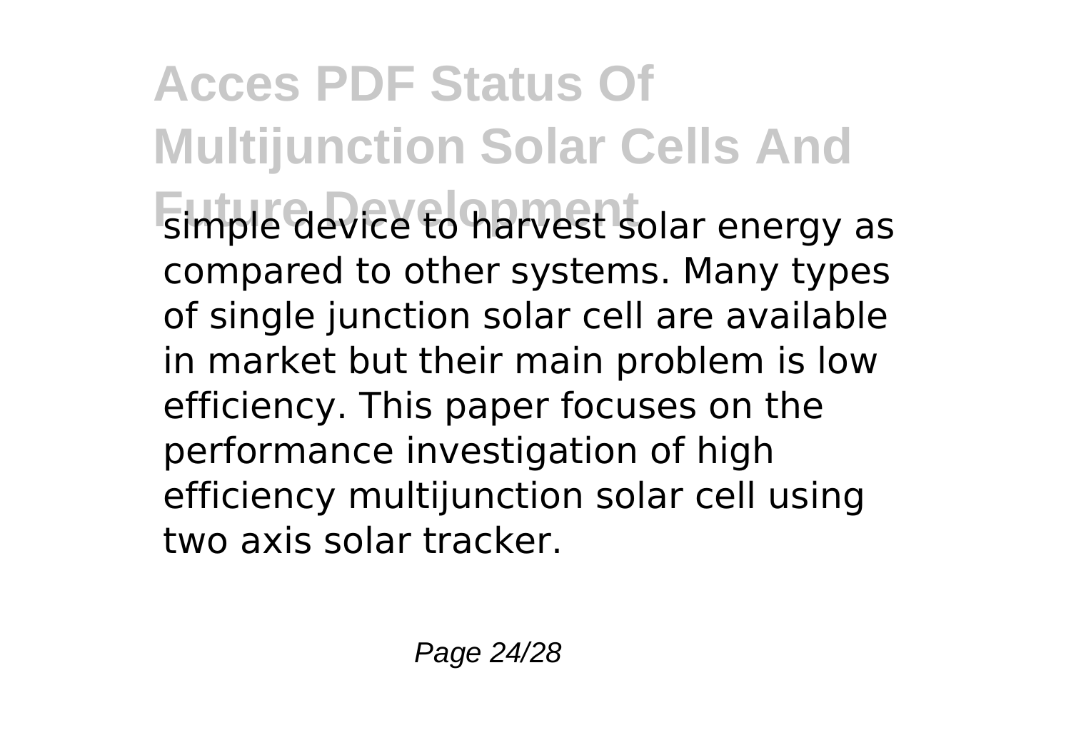simple device to harvest solar energy as compared to other systems. Many types of single junction solar cell are available in market but their main problem is low efficiency. This paper focuses on the performance investigation of high efficiency multijunction solar cell using two axis solar tracker.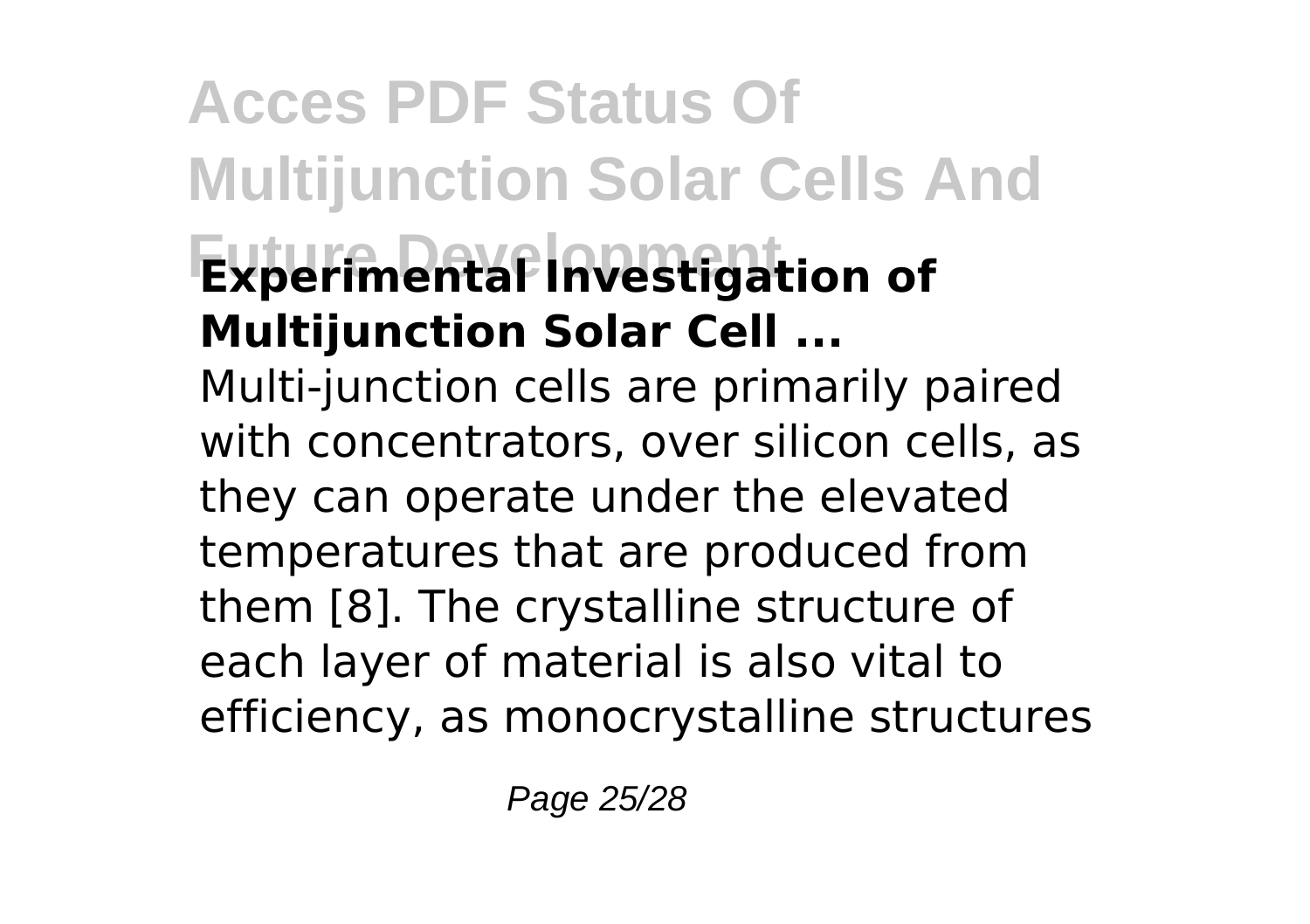### Experimental Investigation of Multijunction Solar Cell ...

Multi-junction cells are primarily paired with concentrators, over silicon cells, as they can operate under the elevated temperatures that are produced from them [8]. The crystalline structure of each layer of material is also vital to efficiency, as monocrystalline structures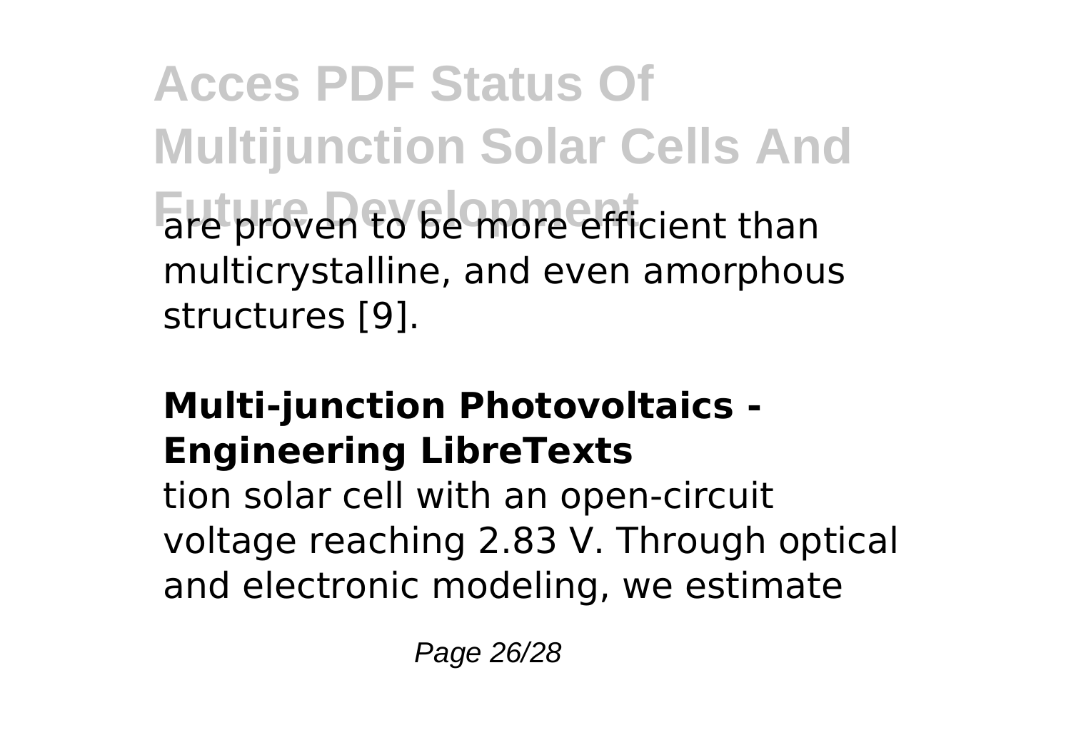are proven to be more efficient than multicrystalline, and even amorphous structures [9].

### Multi-junction Photovoltaics - Engineering LibreTexts

tion solar cell with an open-circuit voltage reaching 2.83 V. Through optical and electronic modeling, we estimate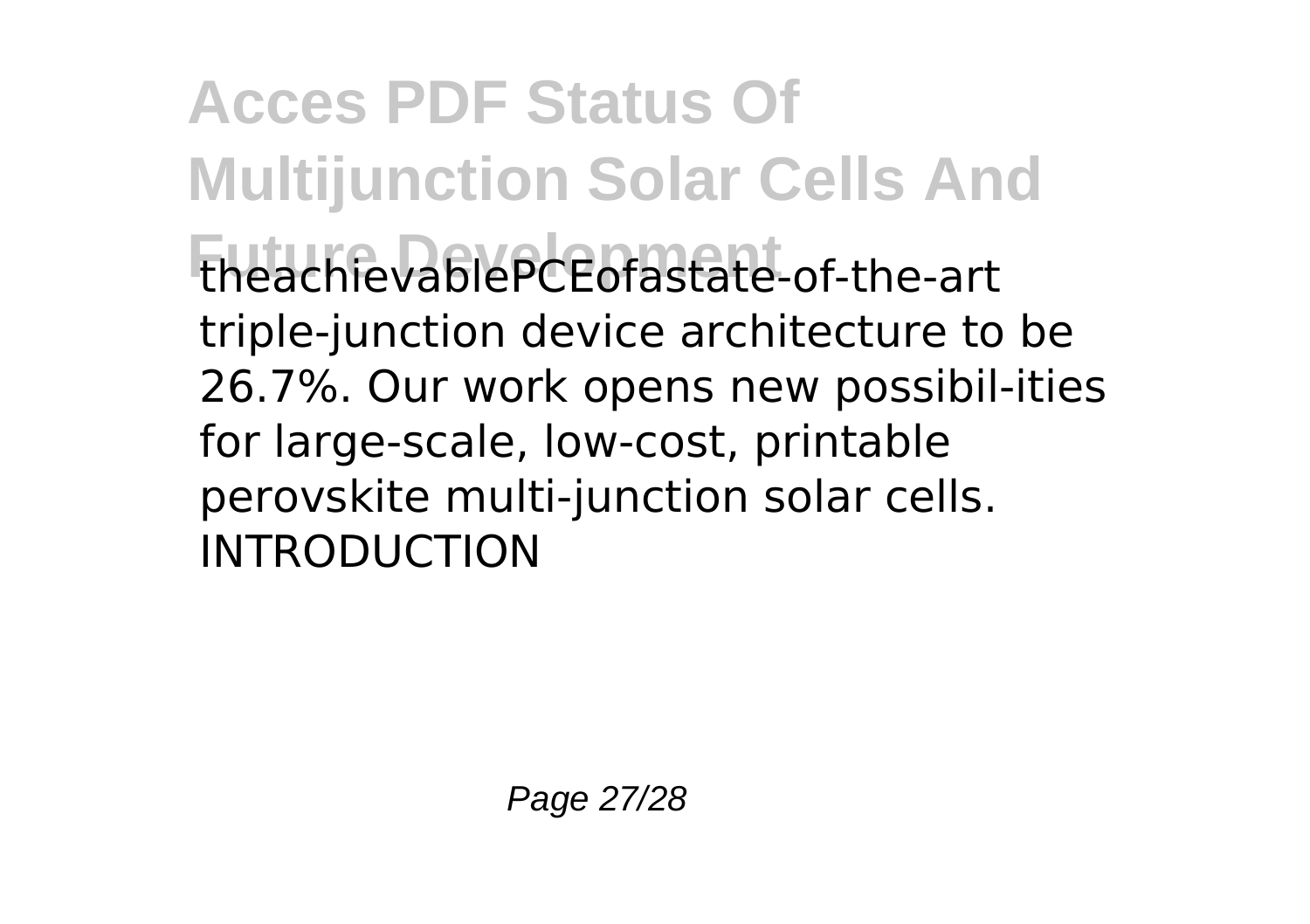theachievablePCEofastate-of-the-art triple-junction device architecture to be 26.7%. Our work opens new possibil-ities for large-scale, low-cost, printable perovskite multi-junction solar cells. INTRODUCTION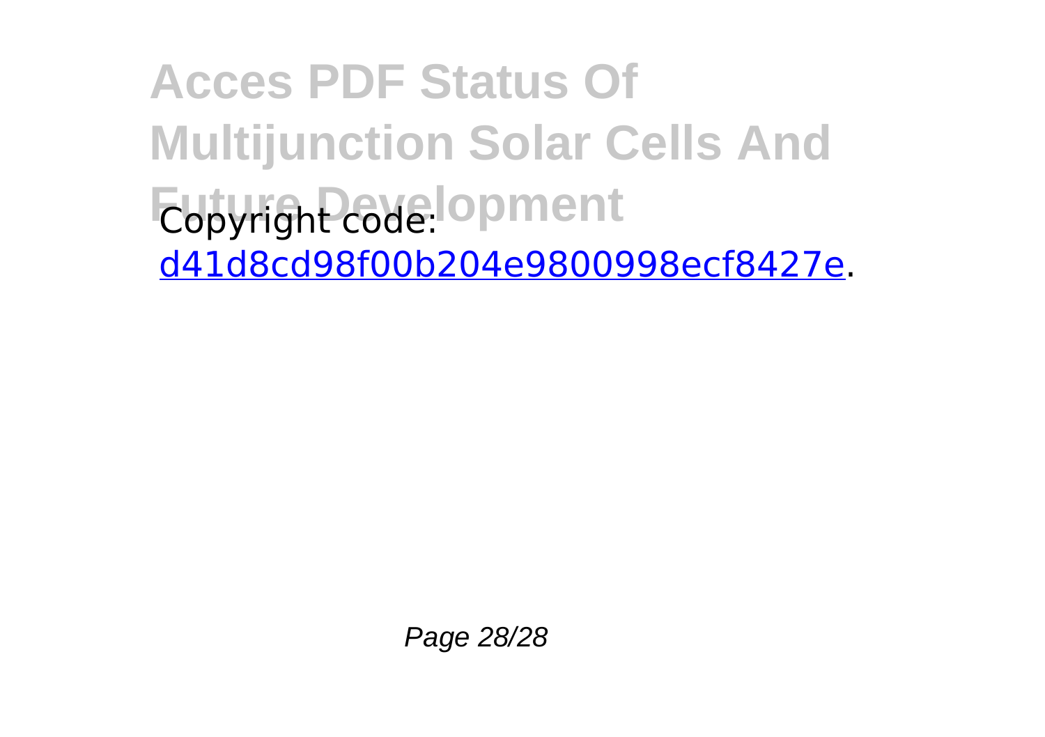Copyright code: [d41d8cd98f00b204e9800998ecf8427e](d41d8cd98f00b204e9800998ecf8427e).